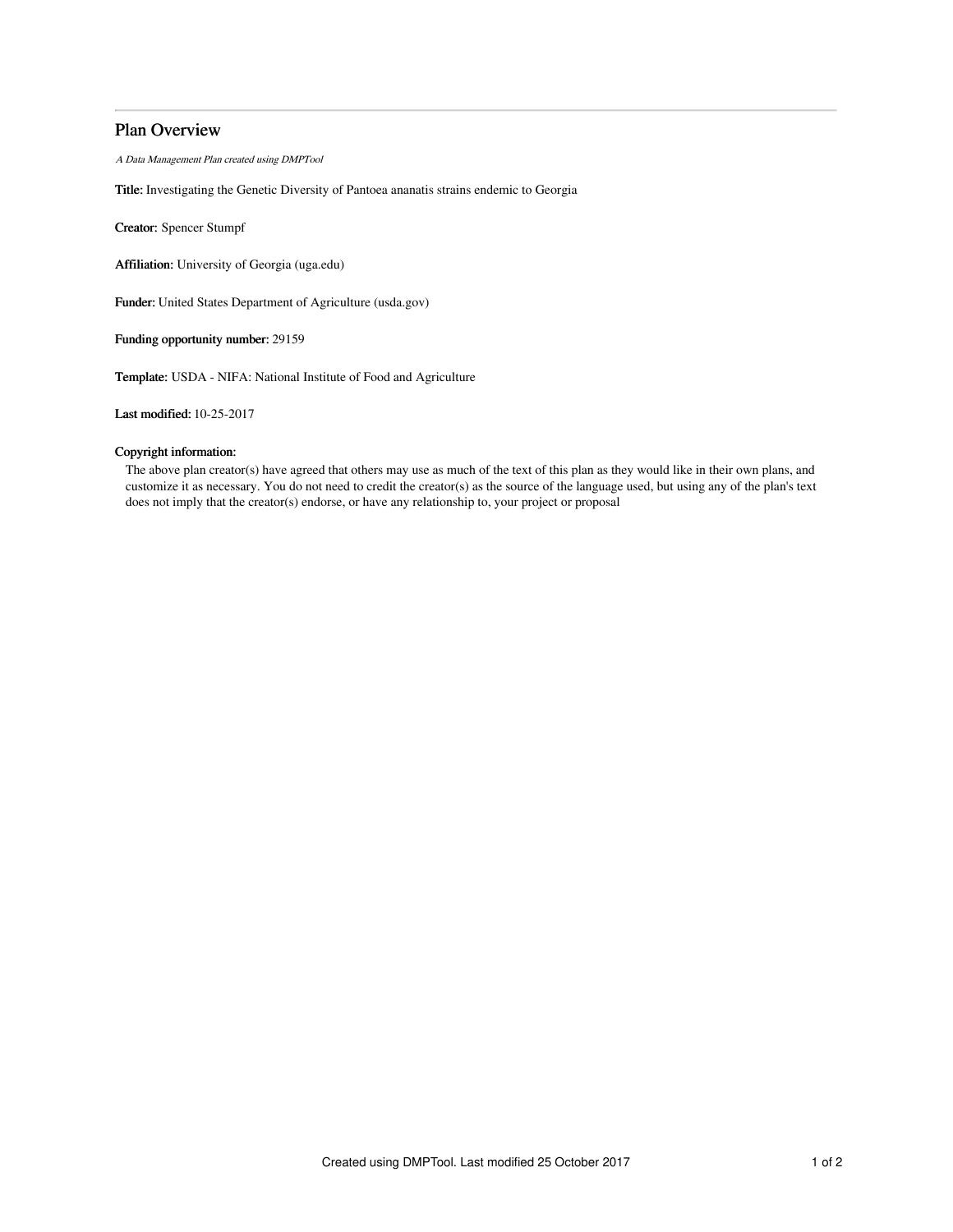# Plan Overview

*A Data Management Plan created using DMPTool*

**Title:** Investigating the Genetic Diversity of Pantoea ananatis strains endemic to Georgia

**Creator:** Spencer Stumpf

**Affiliation:** University of Georgia (uga.edu)

**Funder:** United States Department of Agriculture (usda.gov)

**Funding opportunity number:** 29159

**Template:** USDA - NIFA: National Institute of Food and Agriculture

**Last modified:** 10-25-2017

**Copyright information:**

The above plan creator(s) have agreed that others may use as much of the text of this plan as they would like in their own plans, and customize it as necessary. You do not need to credit the creator(s) as the source of the language used, but using any of the plan's text does not imply that the creator(s) endorse, or have any relationship to, your project or proposal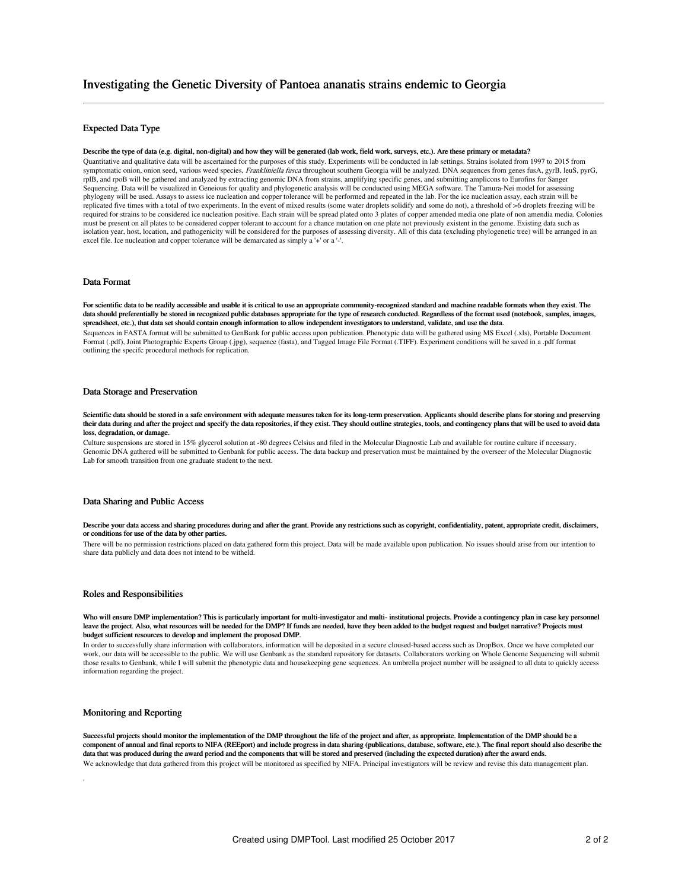# Investigating the Genetic Diversity of Pantoea ananatis strains endemic to Georgia

## Expected Data Type

**Describe the type of data (e.g. digital, non-digital) and how they will be generated (lab work, field work, surveys, etc.). Are these primary or metadata?**

Quantitative and qualitative data will be ascertained for the purposes of this study. Experiments will be conducted in lab settings. Strains isolated from 1997 to 2015 from symptomatic onion, onion seed, various weed species, *Frankliniella fusca* throughout southern Georgia will be analyzed. DNA sequences from genes fusA, gyrB, leuS, pyrG, rplB, and rpoB will be gathered and analyzed by extracting genomic DNA from strains, amplifying specific genes, and submitting amplicons to Eurofins for Sanger Sequencing. Data will be visualized in Geneious for quality and phylogenetic analysis will be conducted using MEGA software. The Tamura-Nei model for assessing phylogeny will be used. Assays to assess ice nucleation and copper tolerance will be performed and repeated in the lab. For the ice nucleation assay, each strain will be replicated five times with a total of two experiments. In the event of mixed results (some water droplets solidify and some do not), a threshold of >6 droplets freezing will be required for strains to be considered ice nucleation positive. Each strain will be spread plated onto 3 plates of copper amended media one plate of non amendia media. Colonies must be present on all plates to be considered copper tolerant to account for a chance mutation on one plate not previously existent in the genome. Existing data such as isolation year, host, location, and pathogenicity will be considered for the purposes of assessing diversity. All of this data (excluding phylogenetic tree) will be arranged in an excel file. Ice nucleation and copper tolerance will be demarcated as simply a '+' or a '-'.

## Data Format

**For scientific data to be readily accessible and usable it is critical to use an appropriate community-recognized standard and machine readable formats when they exist. The data should preferentially be stored in recognized public databases appropriate for the type of research conducted. Regardless of the format used (notebook, samples, images, spreadsheet, etc.), that data set should contain enough information to allow independent investigators to understand, validate, and use the data.**

Sequences in FASTA format will be submitted to GenBank for public access upon publication. Phenotypic data will be gathered using MS Excel (.xls), Portable Document Format (.pdf), Joint Photographic Experts Group (.jpg), sequence (.fasta), and Tagged Image File Format (.TIFF). Experiment conditions will be saved in a .pdf format outlining the specifc procedural methods for replication.

## Data Storage and Preservation

**Scientific data should be stored in a safe environment with adequate measures taken for its long-term preservation. Applicants should describe plans for storing and preserving their data during and after the project and specify the data repositories, if they exist. They should outline strategies, tools, and contingency plans that will be used to avoid data loss, degradation, or damage.**

Culture suspensions are stored in 15% glycerol solution at -80 degrees Celsius and filed in the Molecular Diagnostic Lab and available for routine culture if necessary. Genomic DNA gathered will be submitted to Genbank for public access. The data backup and preservation must be maintained by the overseer of the Molecular Diagnostic Lab for smooth transition from one graduate student to the next.

## Data Sharing and Public Access

**Describe your data access and sharing procedures during and after the grant. Provide any restrictions such as copyright, confidentiality, patent, appropriate credit, disclaimers, or conditions for use of the data by other parties.**

There will be no permission restrictions placed on data gathered form this project. Data will be made available upon publication. No issues should arise from our intention to share data publicly and data does not intend to be witheld.

## Roles and Responsibilities

**Who will ensure DMP implementation? This is particularly important for multi-investigator and multi- institutional projects. Provide a contingency plan in case key personnel leave the project. Also, what resources will be needed for the DMP? If funds are needed, have they been added to the budget request and budget narrative? Projects must budget sufficient resources to develop and implement the proposed DMP.**

In order to successfully share information with collaborators, information will be deposited in a secure cloused-based access such as DropBox. Once we have completed our work, our data will be accessible to the public. We will use Genbank as the standard repository for datasets. Collaborators working on Whole Genome Sequencing will submit those results to Genbank, while I will submit the phenotypic data and housekeeping gene sequences. An umbrella project number will be assigned to all data to quickly access information regarding the project.

## Monitoring and Reporting

**Successful projects should monitor the implementation of the DMP throughout the life of the project and after, as appropriate. Implementation of the DMP should be a component of annual and final reports to NIFA (REEport) and include progress in data sharing (publications, database, software, etc.). The final report should also describe the data that was produced during the award period and the components that will be stored and preserved (including the expected duration) after the award ends.**

We acknowledge that data gathered from this project will be monitored as specified by NIFA. Principal investigators will be review and revise this data management plan.

Created using DMPTool. Last modified 25 October 2017